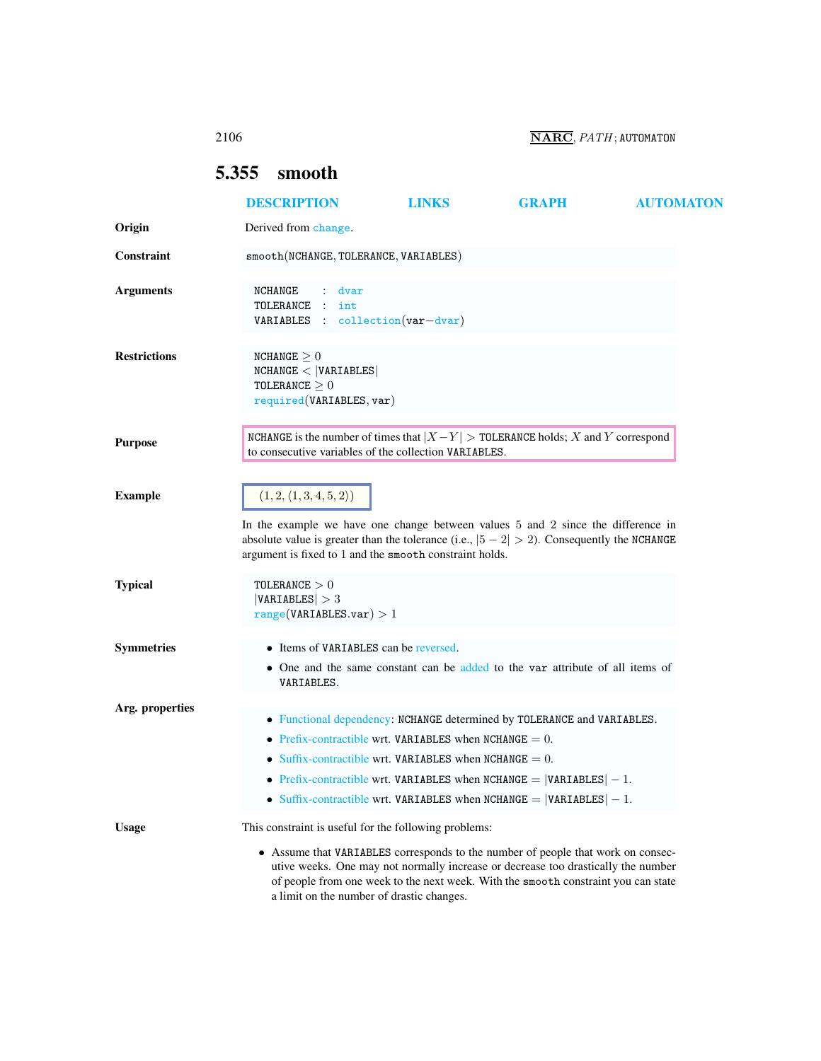## 5.355 smooth

DESCRIPTION LINKS GRAPH AUTOMATON

**Origin**

Derived from change.

**Constraint**

smooth(NCHANGE, TOLERANCE, VARIABLES)

**Arguments**

NCHANGE : dvar
TOLERANCE : int
VARIABLES : collection(var−dvar)

**Restrictions**

NCHANGE $\geq 0$
NCHANGE $<$ |VARIABLES|
TOLERANCE $\geq 0$
required(VARIABLES, var)

**Purpose**

NCHANGE is the number of times that $|X - Y| >$ TOLERANCE holds; $X$ and $Y$ correspond to consecutive variables of the collection VARIABLES.

**Example**

$(1, 2, \langle 1, 3, 4, 5, 2 \rangle)$

In the example we have one change between values 5 and 2 since the difference in absolute value is greater than the tolerance (i.e., $|5 - 2| > 2$). Consequently the NCHANGE argument is fixed to 1 and the smooth constraint holds.

**Typical**

TOLERANCE $> 0$
|VARIABLES| $> 3$
range(VARIABLES.var) $> 1$

**Symmetries**

- Items of VARIABLES can be reversed.
- One and the same constant can be added to the var attribute of all items of VARIABLES.

**Arg. properties**

- Functional dependency: NCHANGE determined by TOLERANCE and VARIABLES.
- Prefix-contractible wrt. VARIABLES when NCHANGE $= 0$.
- Suffix-contractible wrt. VARIABLES when NCHANGE $= 0$.
- Prefix-contractible wrt. VARIABLES when NCHANGE $=$ |VARIABLES| $- 1$.
- Suffix-contractible wrt. VARIABLES when NCHANGE $=$ |VARIABLES| $- 1$.

**Usage**

This constraint is useful for the following problems:

- Assume that VARIABLES corresponds to the number of people that work on consecutive weeks. One may not normally increase or decrease too drastically the number of people from one week to the next week. With the smooth constraint you can state a limit on the number of drastic changes.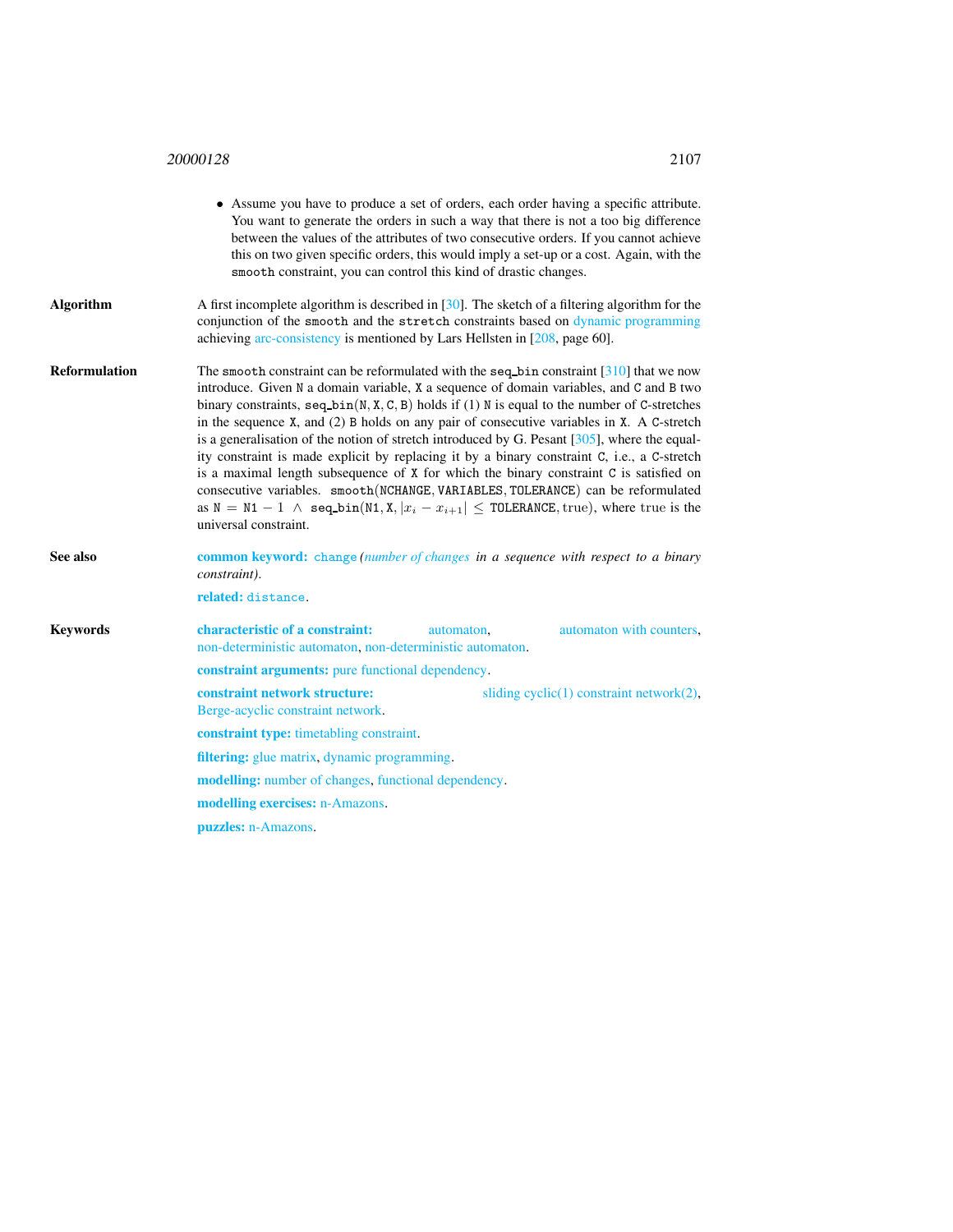- Assume you have to produce a set of orders, each order having a specific attribute. You want to generate the orders in such a way that there is not a too big difference between the values of the attributes of two consecutive orders. If you cannot achieve this on two given specific orders, this would imply a set-up or a cost. Again, with the `smooth` constraint, you can control this kind of drastic changes.

**Algorithm**

A first incomplete algorithm is described in [30]. The sketch of a filtering algorithm for the conjunction of the `smooth` and the `stretch` constraints based on dynamic programming achieving arc-consistency is mentioned by Lars Hellsten in [208, page 60].

**Reformulation**

The `smooth` constraint can be reformulated with the `seq_bin` constraint [310] that we now introduce. Given `N` a domain variable, `X` a sequence of domain variables, and `C` and `B` two binary constraints, `seq_bin(N, X, C, B)` holds if (1) `N` is equal to the number of `C`-stretches in the sequence `X`, and (2) `B` holds on any pair of consecutive variables in `X`. A `C`-stretch is a generalisation of the notion of stretch introduced by G. Pesant [305], where the equality constraint is made explicit by replacing it by a binary constraint `C`, i.e., a `C`-stretch is a maximal length subsequence of `X` for which the binary constraint `C` is satisfied on consecutive variables. `smooth(NCHANGE, VARIABLES, TOLERANCE)` can be reformulated as $\texttt{N} = \texttt{N1} - 1 \ \wedge \ \texttt{seq\_bin}(\texttt{N1}, \texttt{X}, |x_i - x_{i+1}| \leq \texttt{TOLERANCE}, \text{true})$, where true is the universal constraint.

**See also**

**common keyword:** `change` *(number of changes in a sequence with respect to a binary constraint)*.

**related:** `distance`.

**Keywords**

**characteristic of a constraint:** automaton, automaton with counters, non-deterministic automaton, non-deterministic automaton.

**constraint arguments:** pure functional dependency.

**constraint network structure:** sliding cyclic(1) constraint network(2), Berge-acyclic constraint network.

**constraint type:** timetabling constraint.

**filtering:** glue matrix, dynamic programming.

**modelling:** number of changes, functional dependency.

**modelling exercises:** n-Amazons.

**puzzles:** n-Amazons.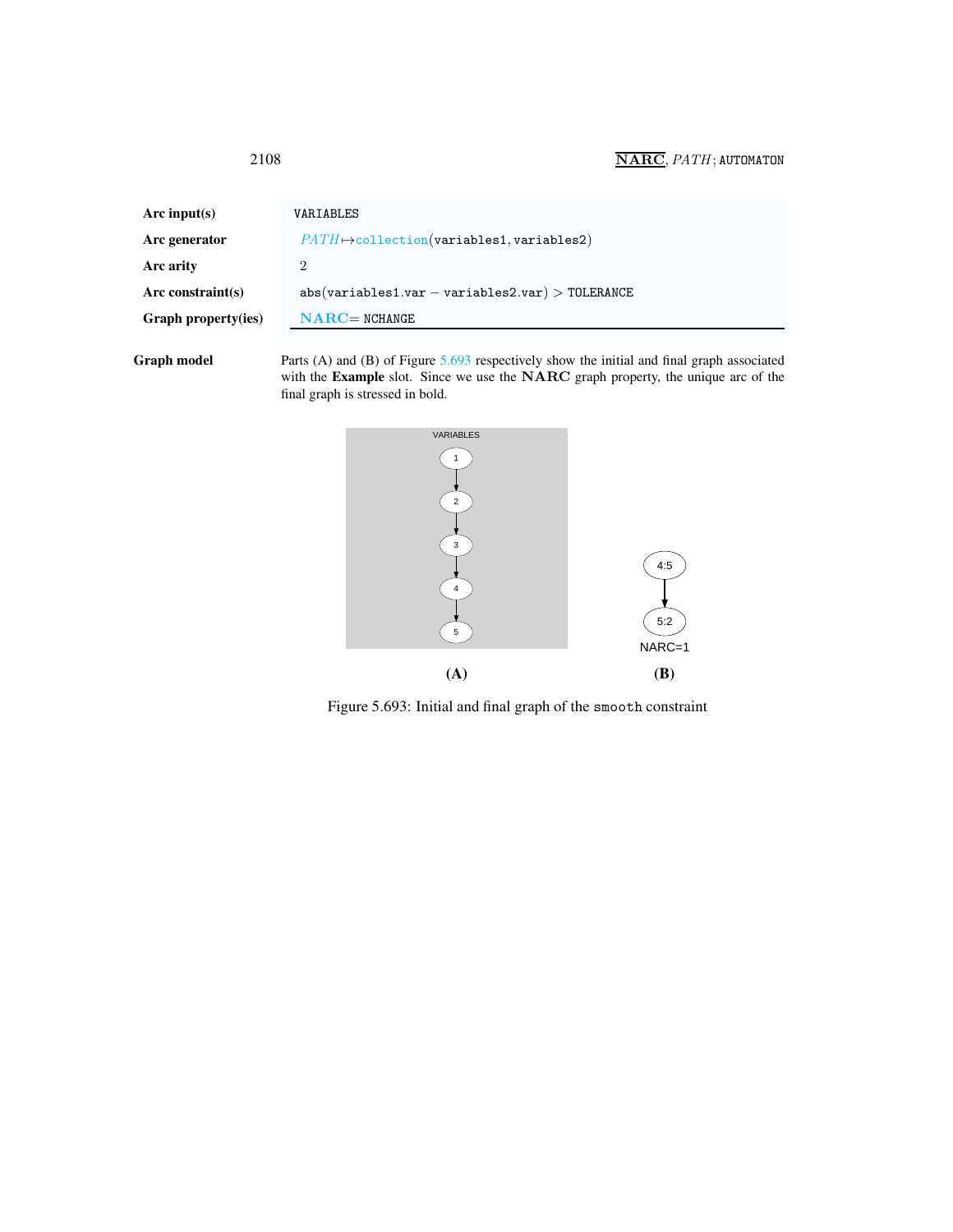| | |
|---|---|
| **Arc input(s)** | VARIABLES |
| **Arc generator** | *PATH* ↦ collection(variables1, variables2) |
| **Arc arity** | 2 |
| **Arc constraint(s)** | abs(variables1.var − variables2.var) > TOLERANCE |
| **Graph property(ies)** | **NARC** = NCHANGE |

**Graph model**

Parts (A) and (B) of Figure 5.693 respectively show the initial and final graph associated with the **Example** slot. Since we use the **NARC** graph property, the unique arc of the final graph is stressed in bold.

Figure 5.693: Initial and final graph of the smooth constraint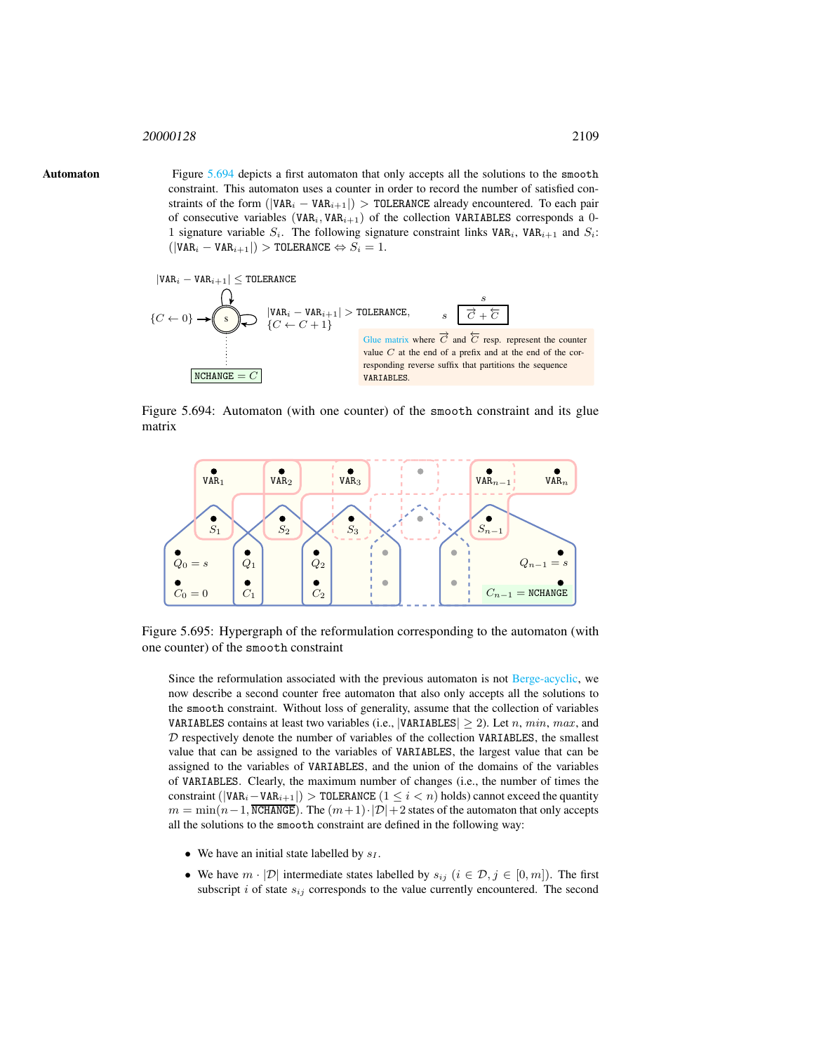**Automaton** Figure 5.694 depicts a first automaton that only accepts all the solutions to the smooth constraint. This automaton uses a counter in order to record the number of satisfied constraints of the form $(|\mathtt{VAR}_i - \mathtt{VAR}_{i+1}|) > \mathtt{TOLERANCE}$ already encountered. To each pair of consecutive variables $(\mathtt{VAR}_i, \mathtt{VAR}_{i+1})$ of the collection VARIABLES corresponds a 0-1 signature variable $S_i$. The following signature constraint links $\mathtt{VAR}_i$, $\mathtt{VAR}_{i+1}$ and $S_i$: $(|\mathtt{VAR}_i - \mathtt{VAR}_{i+1}|) > \mathtt{TOLERANCE} \Leftrightarrow S_i = 1$.

Figure 5.694: Automaton (with one counter) of the smooth constraint and its glue matrix

Figure 5.695: Hypergraph of the reformulation corresponding to the automaton (with one counter) of the smooth constraint

Since the reformulation associated with the previous automaton is not Berge-acyclic, we now describe a second counter free automaton that also only accepts all the solutions to the smooth constraint. Without loss of generality, assume that the collection of variables VARIABLES contains at least two variables (i.e., $|\mathtt{VARIABLES}| \geq 2$). Let $n$, $min$, $max$, and $\mathcal{D}$ respectively denote the number of variables of the collection VARIABLES, the smallest value that can be assigned to the variables of VARIABLES, the largest value that can be assigned to the variables of VARIABLES, and the union of the domains of the variables of VARIABLES. Clearly, the maximum number of changes (i.e., the number of times the constraint $(|\mathtt{VAR}_i - \mathtt{VAR}_{i+1}|) > \mathtt{TOLERANCE}$ $(1 \leq i < n)$ holds) cannot exceed the quantity $m = \min(n-1, \overline{\mathtt{NCHANGE}})$. The $(m+1)\cdot|\mathcal{D}|+2$ states of the automaton that only accepts all the solutions to the smooth constraint are defined in the following way:

- We have an initial state labelled by $s_I$.
- We have $m \cdot |\mathcal{D}|$ intermediate states labelled by $s_{ij}$ $(i \in \mathcal{D}, j \in [0, m])$. The first subscript $i$ of state $s_{ij}$ corresponds to the value currently encountered. The second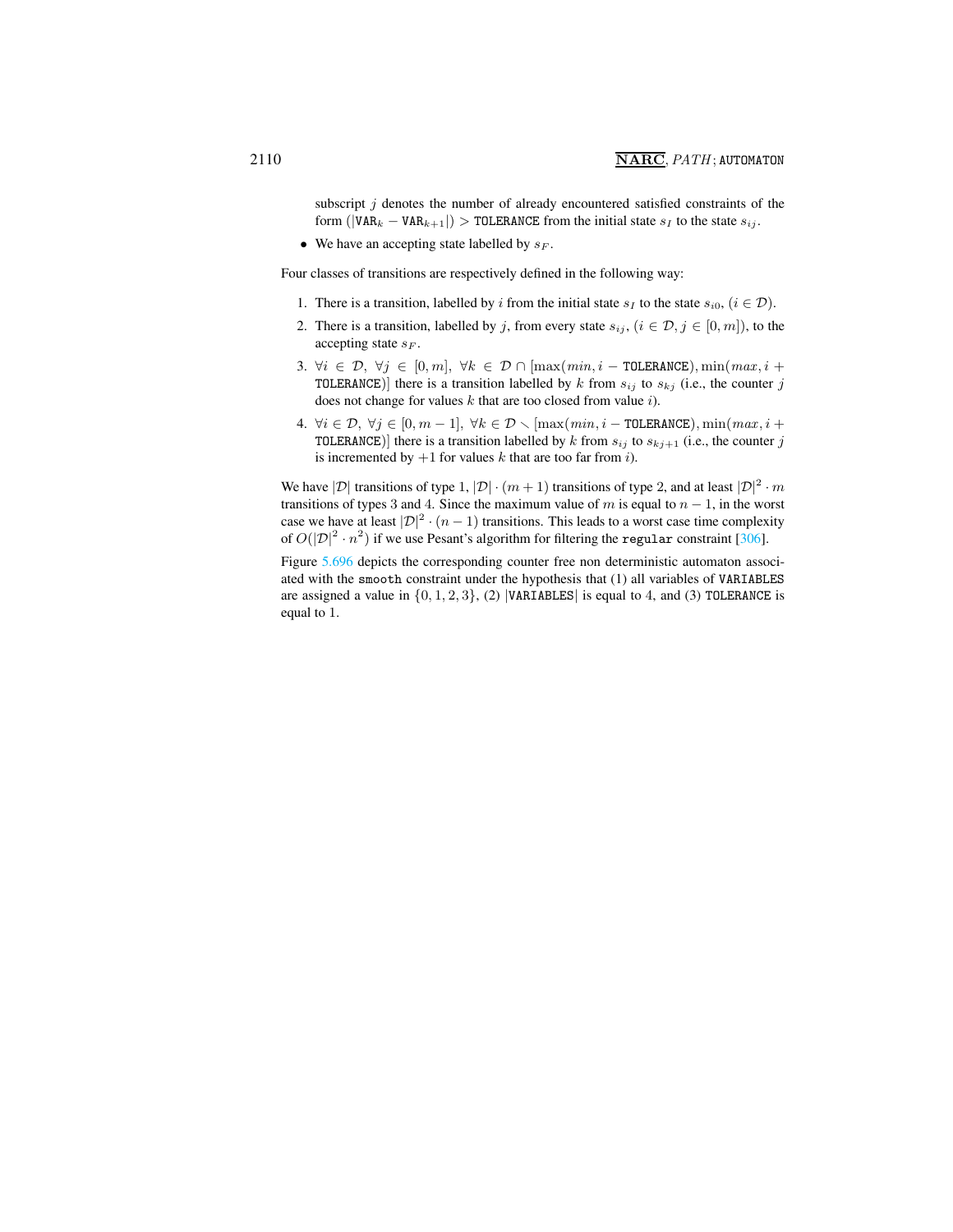subscript $j$ denotes the number of already encountered satisfied constraints of the form $(|\texttt{VAR}_k - \texttt{VAR}_{k+1}|) > \texttt{TOLERANCE}$ from the initial state $s_I$ to the state $s_{ij}$.

- We have an accepting state labelled by $s_F$.

Four classes of transitions are respectively defined in the following way:

1. There is a transition, labelled by $i$ from the initial state $s_I$ to the state $s_{i0}$, $(i \in \mathcal{D})$.
2. There is a transition, labelled by $j$, from every state $s_{ij}$, $(i \in \mathcal{D}, j \in [0, m])$, to the accepting state $s_F$.
3. $\forall i \in \mathcal{D}$, $\forall j \in [0, m]$, $\forall k \in \mathcal{D} \cap [\max(min, i - \texttt{TOLERANCE}), \min(max, i + \texttt{TOLERANCE})]$ there is a transition labelled by $k$ from $s_{ij}$ to $s_{kj}$ (i.e., the counter $j$ does not change for values $k$ that are too closed from value $i$).
4. $\forall i \in \mathcal{D}$, $\forall j \in [0, m-1]$, $\forall k \in \mathcal{D} \setminus [\max(min, i - \texttt{TOLERANCE}), \min(max, i + \texttt{TOLERANCE})]$ there is a transition labelled by $k$ from $s_{ij}$ to $s_{kj+1}$ (i.e., the counter $j$ is incremented by $+1$ for values $k$ that are too far from $i$).

We have $|\mathcal{D}|$ transitions of type 1, $|\mathcal{D}| \cdot (m+1)$ transitions of type 2, and at least $|\mathcal{D}|^2 \cdot m$ transitions of types 3 and 4. Since the maximum value of $m$ is equal to $n-1$, in the worst case we have at least $|\mathcal{D}|^2 \cdot (n-1)$ transitions. This leads to a worst case time complexity of $O(|\mathcal{D}|^2 \cdot n^2)$ if we use Pesant's algorithm for filtering the `regular` constraint [306].

Figure 5.696 depicts the corresponding counter free non deterministic automaton associated with the `smooth` constraint under the hypothesis that (1) all variables of `VARIABLES` are assigned a value in $\{0, 1, 2, 3\}$, (2) $|\texttt{VARIABLES}|$ is equal to 4, and (3) `TOLERANCE` is equal to 1.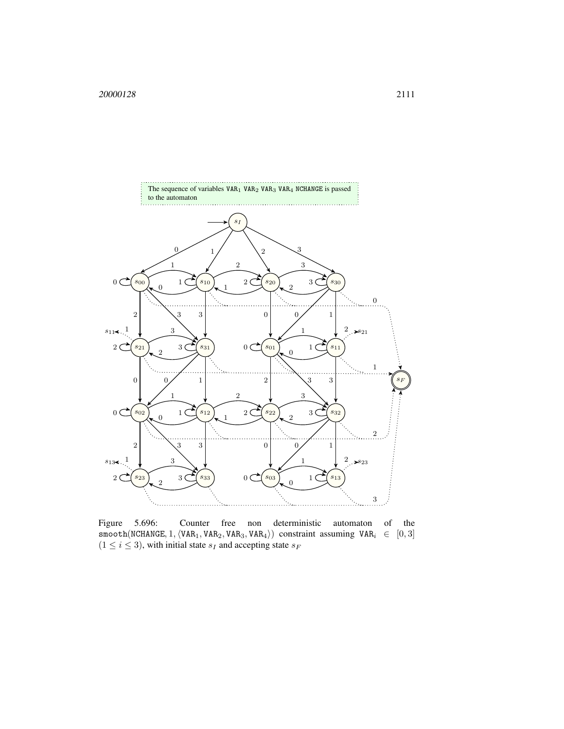The sequence of variables $\texttt{VAR}_1$ $\texttt{VAR}_2$ $\texttt{VAR}_3$ $\texttt{VAR}_4$ NCHANGE is passed to the automaton

$s_I$

0 1 2 3

$s_{00}$ $s_{10}$ $s_{20}$ $s_{30}$

$s_{21}$ $s_{31}$ $s_{01}$ $s_{11}$

$s_{02}$ $s_{12}$ $s_{22}$ $s_{32}$

$s_{23}$ $s_{33}$ $s_{03}$ $s_{13}$

$s_{11}$ $s_{21}$ $s_{13}$ $s_{23}$

$s_F$

Figure 5.696: Counter free non deterministic automaton of the $\texttt{smooth}(\texttt{NCHANGE}, 1, \langle \texttt{VAR}_1, \texttt{VAR}_2, \texttt{VAR}_3, \texttt{VAR}_4 \rangle)$ constraint assuming $\texttt{VAR}_i \in [0, 3]$ $(1 \leq i \leq 3)$, with initial state $s_I$ and accepting state $s_F$